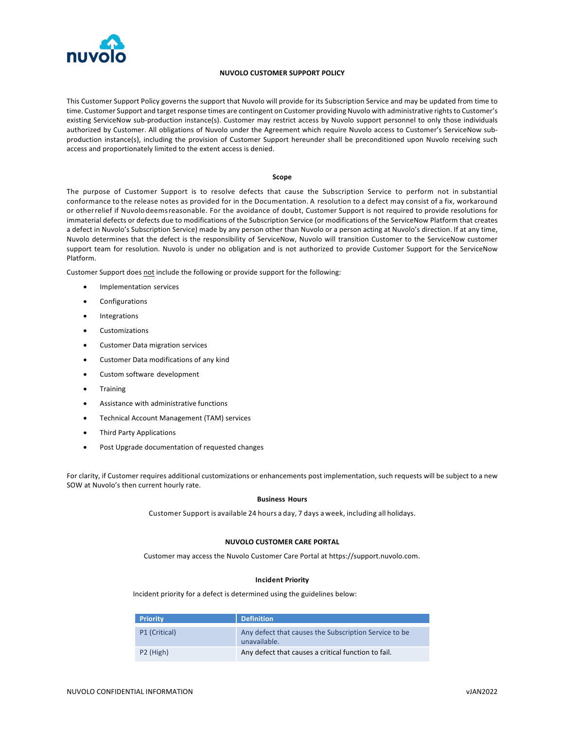# NUVOLO CUSTOMER SUPPORT POLICY

This Customer Support Policy governs the support that Nuvolo will provide for its Subscription Service and may be updated from time to time. Customer Support and target response times are contingent on Customer providing Nuvolo with administrative rights to Customer's existing ServiceNow sub-production instance(s). Customer may restrict access by Nuvolo support personnel to only those individuals authorized by Customer. All obligations of Nuvolo under the Agreement which require Nuvolo access to Customer's ServiceNow sub-production instance(s), including the provision of Customer Support hereunder shall be preconditioned upon Nuvolo receiving such access and proportionately limited to the extent access is denied.

## Scope

The purpose of Customer Support is to resolve defects that cause the Subscription Service to perform not in substantial conformance to the release notes as provided for in the Documentation. A resolution to a defect may consist of a fix, workaround or other relief if Nuvolo deems reasonable. For the avoidance of doubt, Customer Support is not required to provide resolutions for immaterial defects or defects due to modifications of the Subscription Service (or modifications of the ServiceNow Platform that creates a defect in Nuvolo's Subscription Service) made by any person other than Nuvolo or a person acting at Nuvolo's direction. If at any time, Nuvolo determines that the defect is the responsibility of ServiceNow, Nuvolo will transition Customer to the ServiceNow customer support team for resolution. Nuvolo is under no obligation and is not authorized to provide Customer Support for the ServiceNow Platform.

Customer Support does not include the following or provide support for the following:

- Implementation services
- Configurations
- Integrations
- Customizations
- Customer Data migration services
- Customer Data modifications of any kind
- Custom software development
- Training
- Assistance with administrative functions
- Technical Account Management (TAM) services
- Third Party Applications
- Post Upgrade documentation of requested changes

For clarity, if Customer requires additional customizations or enhancements post implementation, such requests will be subject to a new SOW at Nuvolo's then current hourly rate.

## Business Hours

Customer Support is available 24 hours a day, 7 days a week, including all holidays.

## NUVOLO CUSTOMER CARE PORTAL

Customer may access the Nuvolo Customer Care Portal at https://support.nuvolo.com.

## Incident Priority

Incident priority for a defect is determined using the guidelines below:

| Priority | Definition |
|---|---|
| P1 (Critical) | Any defect that causes the Subscription Service to be unavailable. |
| P2 (High) | Any defect that causes a critical function to fail. |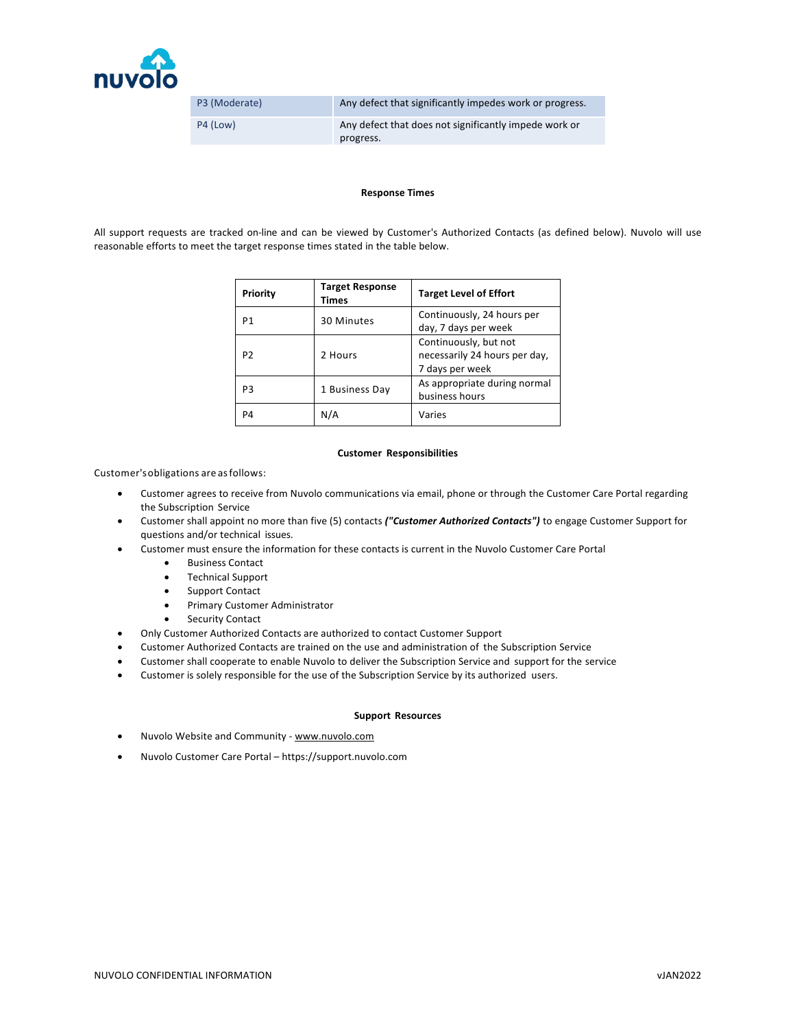| | |
|---|---|
| P3 (Moderate) | Any defect that significantly impedes work or progress. |
| P4 (Low) | Any defect that does not significantly impede work or progress. |

**Response Times**

All support requests are tracked on-line and can be viewed by Customer's Authorized Contacts (as defined below). Nuvolo will use reasonable efforts to meet the target response times stated in the table below.

| Priority | Target Response Times | Target Level of Effort |
|---|---|---|
| P1 | 30 Minutes | Continuously, 24 hours per day, 7 days per week |
| P2 | 2 Hours | Continuously, but not necessarily 24 hours per day, 7 days per week |
| P3 | 1 Business Day | As appropriate during normal business hours |
| P4 | N/A | Varies |

**Customer Responsibilities**

Customer's obligations are as follows:

- Customer agrees to receive from Nuvolo communications via email, phone or through the Customer Care Portal regarding the Subscription Service
- Customer shall appoint no more than five (5) contacts ***("Customer Authorized Contacts")*** to engage Customer Support for questions and/or technical issues.
- Customer must ensure the information for these contacts is current in the Nuvolo Customer Care Portal
  - Business Contact
  - Technical Support
  - Support Contact
  - Primary Customer Administrator
  - Security Contact
- Only Customer Authorized Contacts are authorized to contact Customer Support
- Customer Authorized Contacts are trained on the use and administration of the Subscription Service
- Customer shall cooperate to enable Nuvolo to deliver the Subscription Service and support for the service
- Customer is solely responsible for the use of the Subscription Service by its authorized users.

**Support Resources**

- Nuvolo Website and Community - www.nuvolo.com
- Nuvolo Customer Care Portal – https://support.nuvolo.com

NUVOLO CONFIDENTIAL INFORMATION vJAN2022